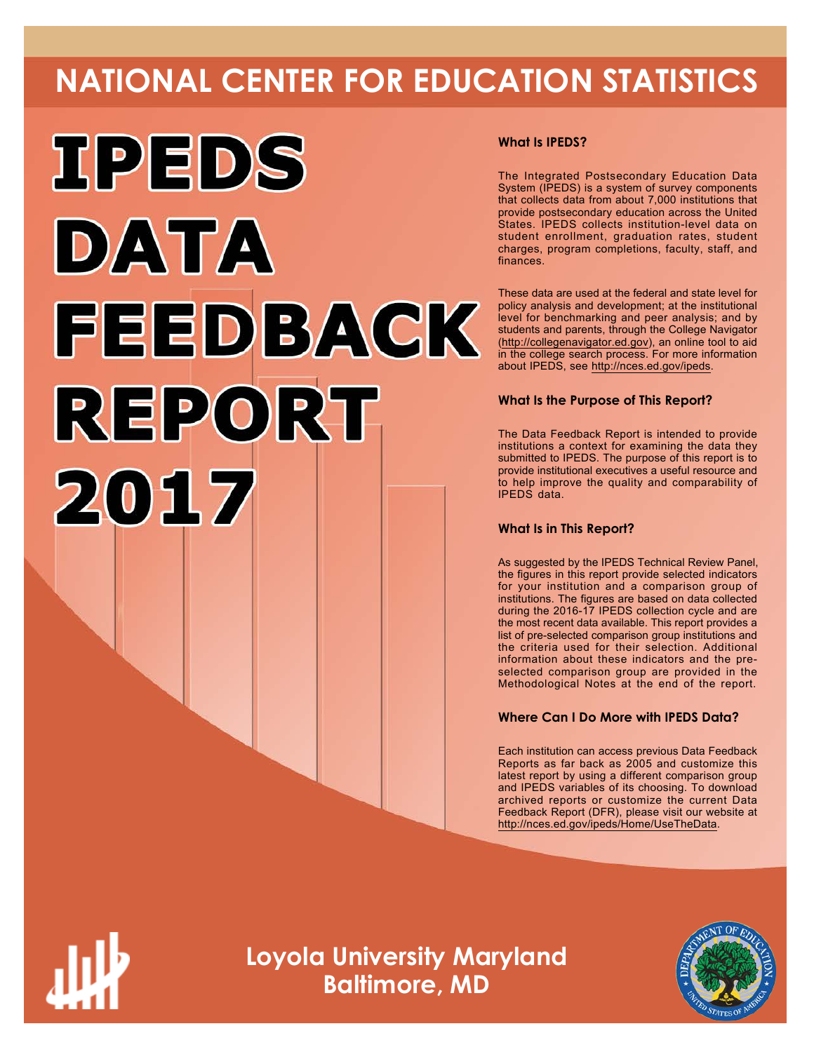# NATIONAL CENTER FOR EDUCATION STATISTICS

# IPEDS DATA FEEDBACK REPORT 2017

### What Is IPEDS?

The Integrated Postsecondary Education Data System (IPEDS) is a system of survey components that collects data from about 7,000 institutions that provide postsecondary education across the United States. IPEDS collects institution-level data on student enrollment, graduation rates, student charges, program completions, faculty, staff, and finances.

These data are used at the federal and state level for policy analysis and development; at the institutional level for benchmarking and peer analysis; and by students and parents, through the College Navigator (http://collegenavigator.ed.gov), an online tool to aid in the college search process. For more information about IPEDS, see http://nces.ed.gov/ipeds.

### What Is the Purpose of This Report?

The Data Feedback Report is intended to provide institutions a context for examining the data they submitted to IPEDS. The purpose of this report is to provide institutional executives a useful resource and to help improve the quality and comparability of IPEDS data.

### What Is in This Report?

As suggested by the IPEDS Technical Review Panel, the figures in this report provide selected indicators for your institution and a comparison group of institutions. The figures are based on data collected during the 2016-17 IPEDS collection cycle and are the most recent data available. This report provides a list of pre-selected comparison group institutions and the criteria used for their selection. Additional information about these indicators and the pre-selected comparison group are provided in the Methodological Notes at the end of the report.

### Where Can I Do More with IPEDS Data?

Each institution can access previous Data Feedback Reports as far back as 2005 and customize this latest report by using a different comparison group and IPEDS variables of its choosing. To download archived reports or customize the current Data Feedback Report (DFR), please visit our website at http://nces.ed.gov/ipeds/Home/UseTheData.

## Loyola University Maryland
## Baltimore, MD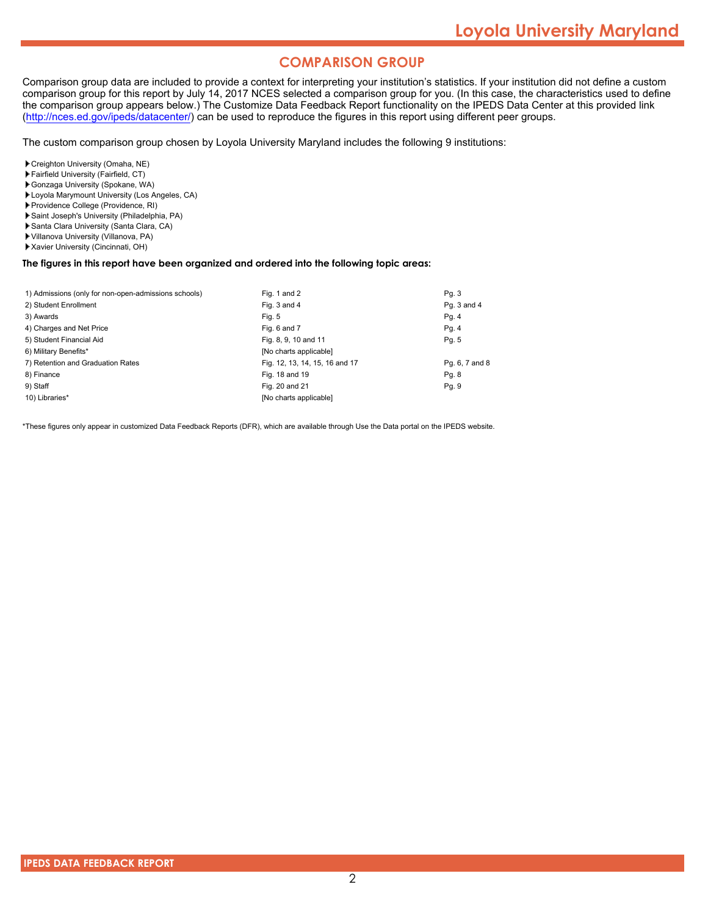## COMPARISON GROUP

Comparison group data are included to provide a context for interpreting your institution's statistics. If your institution did not define a custom comparison group for this report by July 14, 2017 NCES selected a comparison group for you. (In this case, the characteristics used to define the comparison group appears below.) The Customize Data Feedback Report functionality on the IPEDS Data Center at this provided link (http://nces.ed.gov/ipeds/datacenter/) can be used to reproduce the figures in this report using different peer groups.

The custom comparison group chosen by Loyola University Maryland includes the following 9 institutions:

- Creighton University (Omaha, NE)
- Fairfield University (Fairfield, CT)
- Gonzaga University (Spokane, WA)
- Loyola Marymount University (Los Angeles, CA)
- Providence College (Providence, RI)
- Saint Joseph's University (Philadelphia, PA)
- Santa Clara University (Santa Clara, CA)
- Villanova University (Villanova, PA)
- Xavier University (Cincinnati, OH)

**The figures in this report have been organized and ordered into the following topic areas:**

| | | |
|---|---|---|
| 1) Admissions (only for non-open-admissions schools) | Fig. 1 and 2 | Pg. 3 |
| 2) Student Enrollment | Fig. 3 and 4 | Pg. 3 and 4 |
| 3) Awards | Fig. 5 | Pg. 4 |
| 4) Charges and Net Price | Fig. 6 and 7 | Pg. 4 |
| 5) Student Financial Aid | Fig. 8, 9, 10 and 11 | Pg. 5 |
| 6) Military Benefits* | [No charts applicable] | |
| 7) Retention and Graduation Rates | Fig. 12, 13, 14, 15, 16 and 17 | Pg. 6, 7 and 8 |
| 8) Finance | Fig. 18 and 19 | Pg. 8 |
| 9) Staff | Fig. 20 and 21 | Pg. 9 |
| 10) Libraries* | [No charts applicable] | |

*These figures only appear in customized Data Feedback Reports (DFR), which are available through Use the Data portal on the IPEDS website.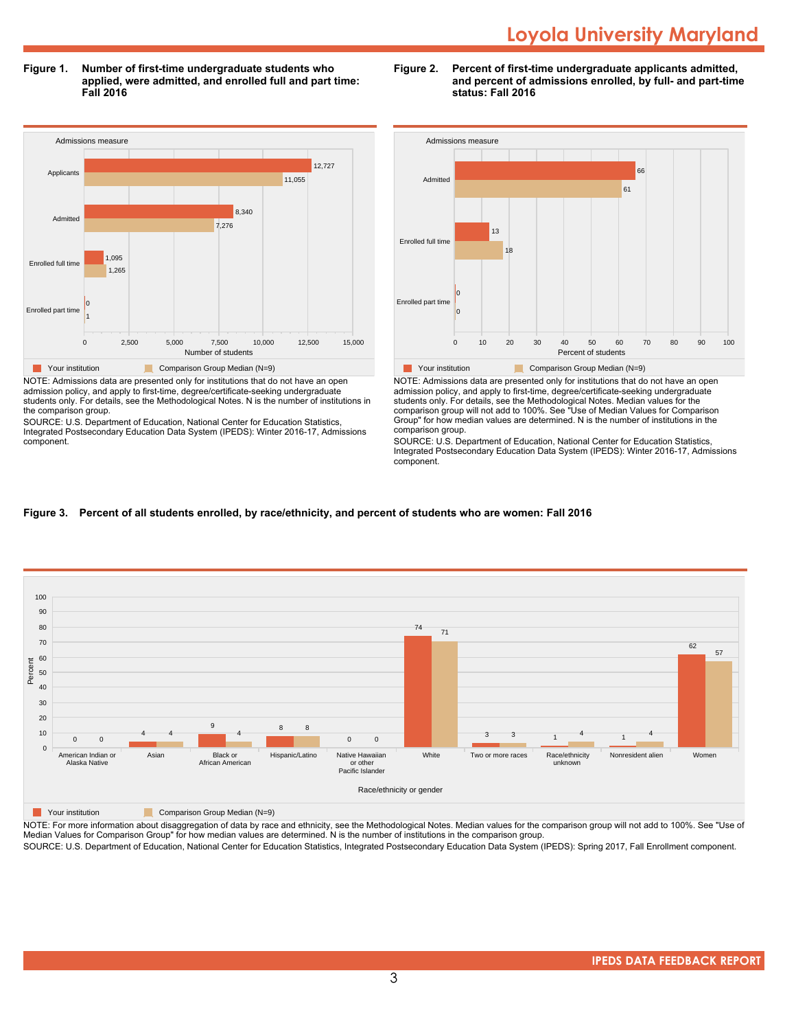**Figure 1. Number of first-time undergraduate students who applied, were admitted, and enrolled full and part time: Fall 2016**

Admissions measure

Applicants
12,727
11,055

Admitted
8,340
7,276

Enrolled full time
1,095
1,265

Enrolled part time
0
1

0 2,500 5,000 7,500 10,000 12,500 15,000

Number of students

Your institution    Comparison Group Median (N=9)

NOTE: Admissions data are presented only for institutions that do not have an open admission policy, and apply to first-time, degree/certificate-seeking undergraduate students only. For details, see the Methodological Notes. N is the number of institutions in the comparison group.

SOURCE: U.S. Department of Education, National Center for Education Statistics, Integrated Postsecondary Education Data System (IPEDS): Winter 2016-17, Admissions component.

**Figure 2. Percent of first-time undergraduate applicants admitted, and percent of admissions enrolled, by full- and part-time status: Fall 2016**

Admissions measure

Admitted
66
61

Enrolled full time
13
18

Enrolled part time
0
0

0 10 20 30 40 50 60 70 80 90 100

Percent of students

Your institution    Comparison Group Median (N=9)

NOTE: Admissions data are presented only for institutions that do not have an open admission policy, and apply to first-time, degree/certificate-seeking undergraduate students only. For details, see the Methodological Notes. Median values for the comparison group will not add to 100%. See "Use of Median Values for Comparison Group" for how median values are determined. N is the number of institutions in the comparison group.

SOURCE: U.S. Department of Education, National Center for Education Statistics, Integrated Postsecondary Education Data System (IPEDS): Winter 2016-17, Admissions component.

**Figure 3. Percent of all students enrolled, by race/ethnicity, and percent of students who are women: Fall 2016**

Percent

100 90 80 70 60 50 40 30 20 10 0

American Indian or Alaska Native: 0, 0
Asian: 4, 4
Black or African American: 9, 4
Hispanic/Latino: 8, 8
Native Hawaiian or other Pacific Islander: 0, 0
White: 74, 71
Two or more races: 3, 3
Race/ethnicity unknown: 1, 4
Nonresident alien: 1, 4
Women: 62, 57

Race/ethnicity or gender

Your institution    Comparison Group Median (N=9)

NOTE: For more information about disaggregation of data by race and ethnicity, see the Methodological Notes. Median values for the comparison group will not add to 100%. See "Use of Median Values for Comparison Group" for how median values are determined. N is the number of institutions in the comparison group.

SOURCE: U.S. Department of Education, National Center for Education Statistics, Integrated Postsecondary Education Data System (IPEDS): Spring 2017, Fall Enrollment component.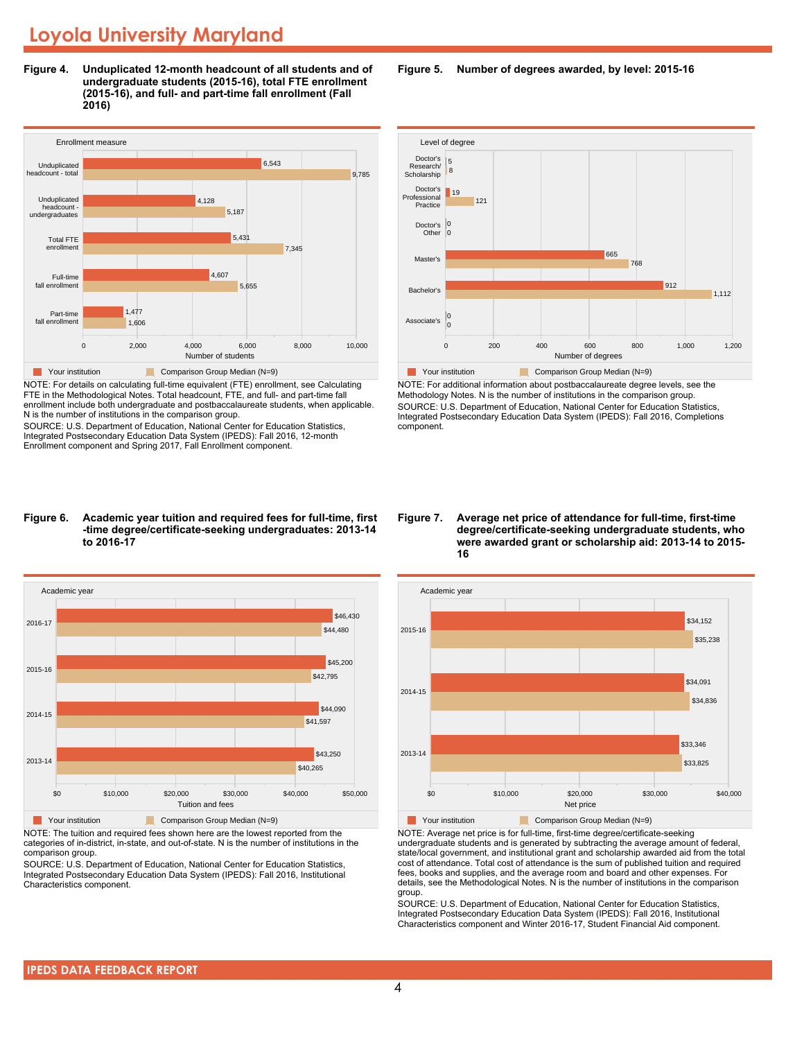# Loyola University Maryland

**Figure 4. Unduplicated 12-month headcount of all students and of undergraduate students (2015-16), total FTE enrollment (2015-16), and full- and part-time fall enrollment (Fall 2016)**

Enrollment measure

Unduplicated headcount - total
6,543
9,785

Unduplicated headcount - undergraduates
4,128
5,187

Total FTE enrollment
5,431
7,345

Full-time fall enrollment
4,607
5,655

Part-time fall enrollment
1,477
1,606

0
2,000
4,000
6,000
8,000
10,000
Number of students

Your institution
Comparison Group Median (N=9)

NOTE: For details on calculating full-time equivalent (FTE) enrollment, see Calculating FTE in the Methodological Notes. Total headcount, FTE, and full- and part-time fall enrollment include both undergraduate and postbaccalaureate students, when applicable. N is the number of institutions in the comparison group.
SOURCE: U.S. Department of Education, National Center for Education Statistics, Integrated Postsecondary Education Data System (IPEDS): Fall 2016, 12-month Enrollment component and Spring 2017, Fall Enrollment component.

**Figure 5. Number of degrees awarded, by level: 2015-16**

Level of degree

Doctor's Research/ Scholarship
5
8

Doctor's Professional Practice
19
121

Doctor's Other
0
0

Master's
665
768

Bachelor's
912
1,112

Associate's
0
0

0
200
400
600
800
1,000
1,200
Number of degrees

Your institution
Comparison Group Median (N=9)

NOTE: For additional information about postbaccalaureate degree levels, see the Methodology Notes. N is the number of institutions in the comparison group.
SOURCE: U.S. Department of Education, National Center for Education Statistics, Integrated Postsecondary Education Data System (IPEDS): Fall 2016, Completions component.

**Figure 6. Academic year tuition and required fees for full-time, first-time degree/certificate-seeking undergraduates: 2013-14 to 2016-17**

Academic year

2016-17
$46,430
$44,480

2015-16
$45,200
$42,795

2014-15
$44,090
$41,597

2013-14
$43,250
$40,265

$0
$10,000
$20,000
$30,000
$40,000
$50,000
Tuition and fees

Your institution
Comparison Group Median (N=9)

NOTE: The tuition and required fees shown here are the lowest reported from the categories of in-district, in-state, and out-of-state. N is the number of institutions in the comparison group.
SOURCE: U.S. Department of Education, National Center for Education Statistics, Integrated Postsecondary Education Data System (IPEDS): Fall 2016, Institutional Characteristics component.

**Figure 7. Average net price of attendance for full-time, first-time degree/certificate-seeking undergraduate students, who were awarded grant or scholarship aid: 2013-14 to 2015-16**

Academic year

2015-16
$34,152
$35,238

2014-15
$34,091
$34,836

2013-14
$33,346
$33,825

$0
$10,000
$20,000
$30,000
$40,000
Net price

Your institution
Comparison Group Median (N=9)

NOTE: Average net price is for full-time, first-time degree/certificate-seeking undergraduate students and is generated by subtracting the average amount of federal, state/local government, and institutional grant and scholarship awarded aid from the total cost of attendance. Total cost of attendance is the sum of published tuition and required fees, books and supplies, and the average room and board and other expenses. For details, see the Methodological Notes. N is the number of institutions in the comparison group.
SOURCE: U.S. Department of Education, National Center for Education Statistics, Integrated Postsecondary Education Data System (IPEDS): Fall 2016, Institutional Characteristics component and Winter 2016-17, Student Financial Aid component.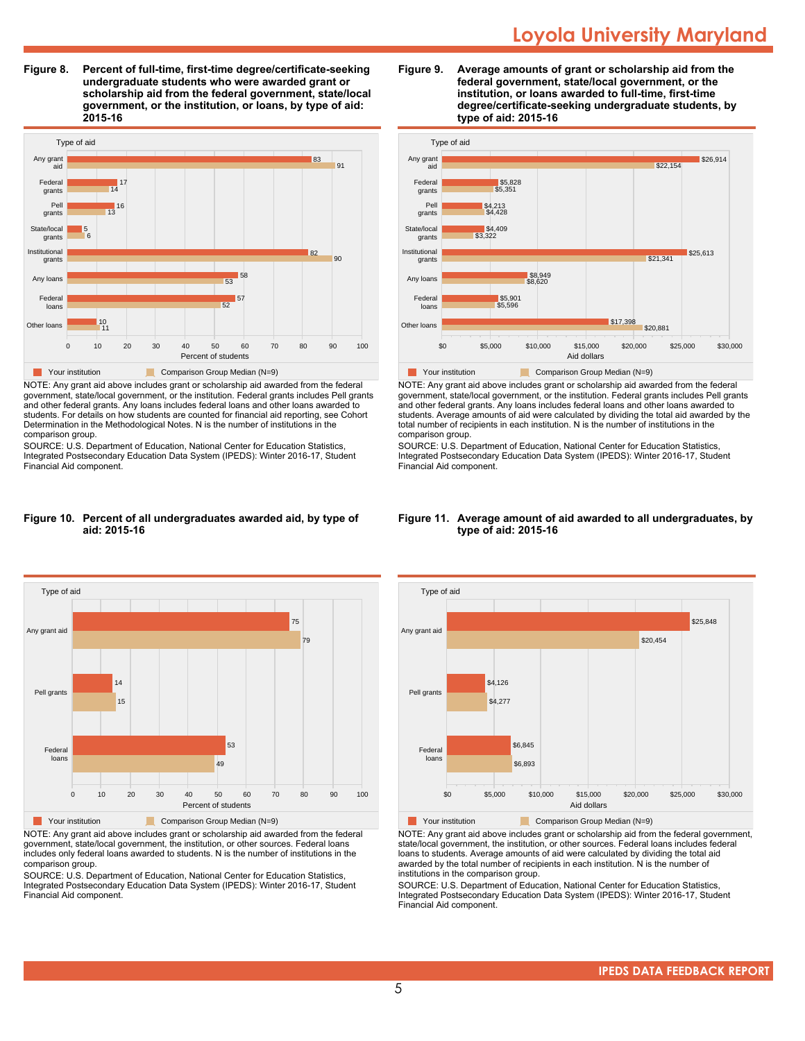**Figure 8. Percent of full-time, first-time degree/certificate-seeking undergraduate students who were awarded grant or scholarship aid from the federal government, state/local government, or the institution, or loans, by type of aid: 2015-16**

Type of aid

Any grant aid 83 91
Federal grants 17 14
Pell grants 16 13
State/local grants 5 6
Institutional grants 82 90
Any loans 58 53
Federal loans 57 52
Other loans 10 11

0 10 20 30 40 50 60 70 80 90 100
Percent of students

Your institution Comparison Group Median (N=9)

NOTE: Any grant aid above includes grant or scholarship aid awarded from the federal government, state/local government, or the institution. Federal grants includes Pell grants and other federal grants. Any loans includes federal loans and other loans awarded to students. For details on how students are counted for financial aid reporting, see Cohort Determination in the Methodological Notes. N is the number of institutions in the comparison group.

SOURCE: U.S. Department of Education, National Center for Education Statistics, Integrated Postsecondary Education Data System (IPEDS): Winter 2016-17, Student Financial Aid component.

**Figure 9. Average amounts of grant or scholarship aid from the federal government, state/local government, or the institution, or loans awarded to full-time, first-time degree/certificate-seeking undergraduate students, by type of aid: 2015-16**

Type of aid

Any grant aid $26,914 $22,154
Federal grants $5,828 $5,351
Pell grants $4,213 $4,428
State/local grants $4,409 $3,322
Institutional grants $25,613 $21,341
Any loans $8,949 $8,620
Federal loans $5,901 $5,596
Other loans $17,398 $20,881

$0 $5,000 $10,000 $15,000 $20,000 $25,000 $30,000
Aid dollars

Your institution Comparison Group Median (N=9)

NOTE: Any grant aid above includes grant or scholarship aid awarded from the federal government, state/local government, or the institution. Federal grants includes Pell grants and other federal grants. Any loans includes federal loans and other loans awarded to students. Average amounts of aid were calculated by dividing the total aid awarded by the total number of recipients in each institution. N is the number of institutions in the comparison group.

SOURCE: U.S. Department of Education, National Center for Education Statistics, Integrated Postsecondary Education Data System (IPEDS): Winter 2016-17, Student Financial Aid component.

**Figure 10. Percent of all undergraduates awarded aid, by type of aid: 2015-16**

Type of aid

Any grant aid 75 79
Pell grants 14 15
Federal loans 53 49

0 10 20 30 40 50 60 70 80 90 100
Percent of students

Your institution Comparison Group Median (N=9)

NOTE: Any grant aid above includes grant or scholarship aid awarded from the federal government, state/local government, the institution, or other sources. Federal loans includes only federal loans awarded to students. N is the number of institutions in the comparison group.

SOURCE: U.S. Department of Education, National Center for Education Statistics, Integrated Postsecondary Education Data System (IPEDS): Winter 2016-17, Student Financial Aid component.

**Figure 11. Average amount of aid awarded to all undergraduates, by type of aid: 2015-16**

Type of aid

Any grant aid $25,848 $20,454
Pell grants $4,126 $4,277
Federal loans $6,845 $6,893

$0 $5,000 $10,000 $15,000 $20,000 $25,000 $30,000
Aid dollars

Your institution Comparison Group Median (N=9)

NOTE: Any grant aid above includes grant or scholarship aid from the federal government, state/local government, the institution, or other sources. Federal loans includes federal loans to students. Average amounts of aid were calculated by dividing the total aid awarded by the total number of recipients in each institution. N is the number of institutions in the comparison group.

SOURCE: U.S. Department of Education, National Center for Education Statistics, Integrated Postsecondary Education Data System (IPEDS): Winter 2016-17, Student Financial Aid component.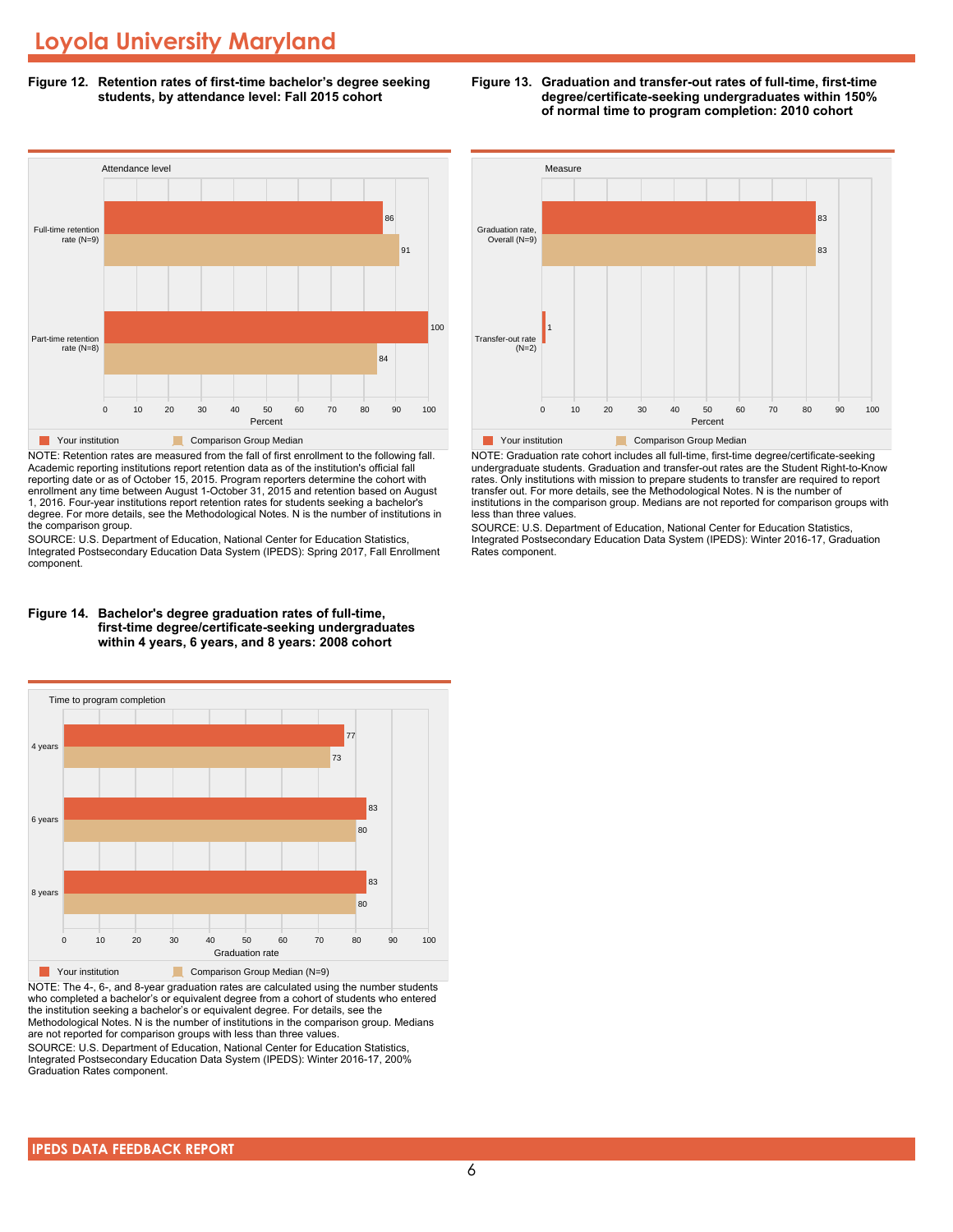# Loyola University Maryland

**Figure 12. Retention rates of first-time bachelor's degree seeking students, by attendance level: Fall 2015 cohort**

Attendance level

Full-time retention rate (N=9)

86

91

Part-time retention rate (N=8)

100

84

0 10 20 30 40 50 60 70 80 90 100

Percent

Your institution — Comparison Group Median

NOTE: Retention rates are measured from the fall of first enrollment to the following fall. Academic reporting institutions report retention data as of the institution's official fall reporting date or as of October 15, 2015. Program reporters determine the cohort with enrollment any time between August 1-October 31, 2015 and retention based on August 1, 2016. Four-year institutions report retention rates for students seeking a bachelor's degree. For more details, see the Methodological Notes. N is the number of institutions in the comparison group.

SOURCE: U.S. Department of Education, National Center for Education Statistics, Integrated Postsecondary Education Data System (IPEDS): Spring 2017, Fall Enrollment component.

**Figure 13. Graduation and transfer-out rates of full-time, first-time degree/certificate-seeking undergraduates within 150% of normal time to program completion: 2010 cohort**

Measure

Graduation rate, Overall (N=9)

83

83

Transfer-out rate (N=2)

1

0 10 20 30 40 50 60 70 80 90 100

Percent

Your institution — Comparison Group Median

NOTE: Graduation rate cohort includes all full-time, first-time degree/certificate-seeking undergraduate students. Graduation and transfer-out rates are the Student Right-to-Know rates. Only institutions with mission to prepare students to transfer are required to report transfer out. For more details, see the Methodological Notes. N is the number of institutions in the comparison group. Medians are not reported for comparison groups with less than three values.

SOURCE: U.S. Department of Education, National Center for Education Statistics, Integrated Postsecondary Education Data System (IPEDS): Winter 2016-17, Graduation Rates component.

**Figure 14. Bachelor's degree graduation rates of full-time, first-time degree/certificate-seeking undergraduates within 4 years, 6 years, and 8 years: 2008 cohort**

Time to program completion

4 years

77

73

6 years

83

80

8 years

83

80

0 10 20 30 40 50 60 70 80 90 100

Graduation rate

Your institution — Comparison Group Median (N=9)

NOTE: The 4-, 6-, and 8-year graduation rates are calculated using the number students who completed a bachelor's or equivalent degree from a cohort of students who entered the institution seeking a bachelor's or equivalent degree. For details, see the Methodological Notes. N is the number of institutions in the comparison group. Medians are not reported for comparison groups with less than three values.

SOURCE: U.S. Department of Education, National Center for Education Statistics, Integrated Postsecondary Education Data System (IPEDS): Winter 2016-17, 200% Graduation Rates component.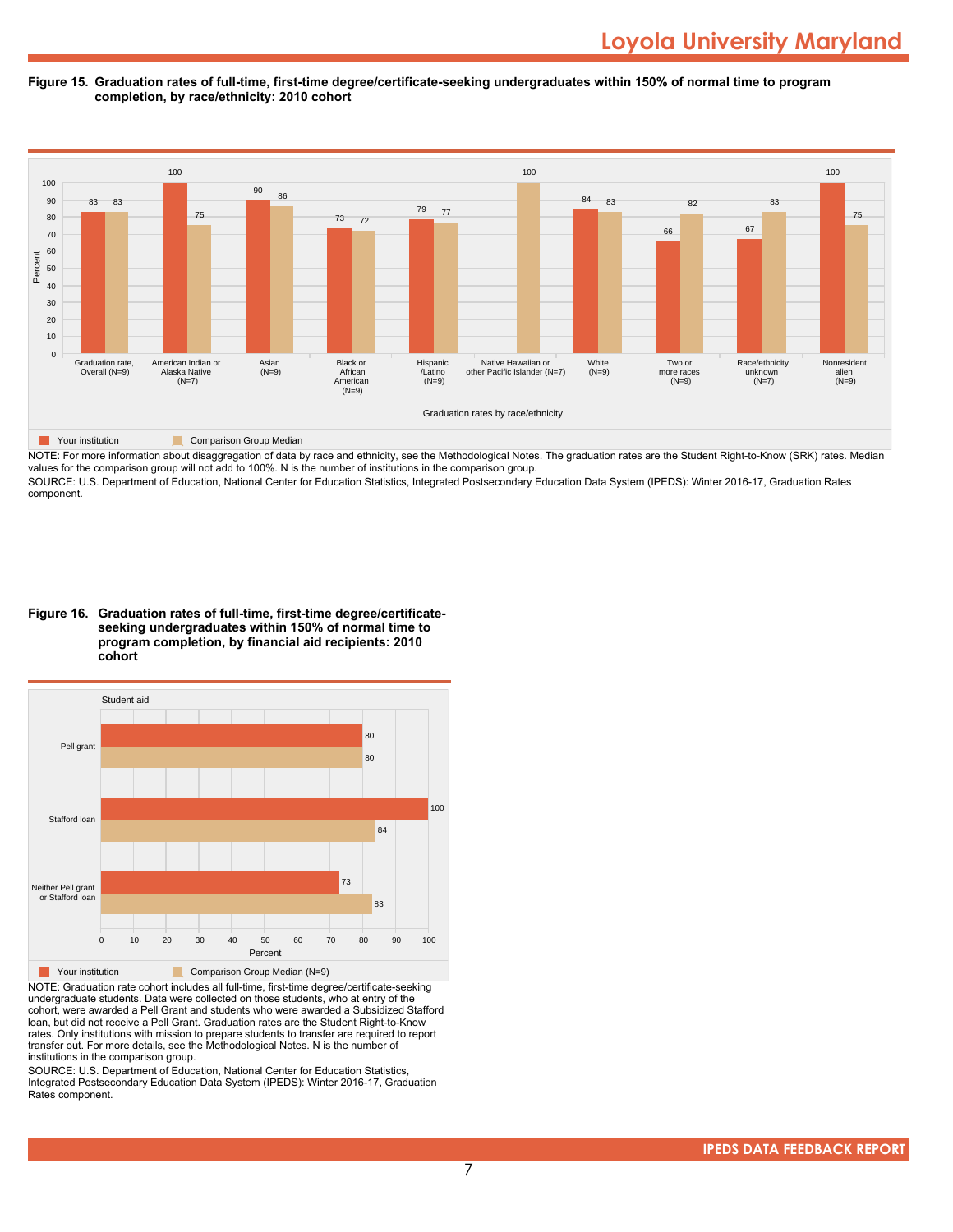**Figure 15. Graduation rates of full-time, first-time degree/certificate-seeking undergraduates within 150% of normal time to program completion, by race/ethnicity: 2010 cohort**

Percent

100
90
80
70
60
50
40
30
20
10
0

83 83
100 75
90 86
73 72
79 77
100
84 83
66 82
67 83
100 75

Graduation rate, Overall (N=9)
American Indian or Alaska Native (N=7)
Asian (N=9)
Black or African American (N=9)
Hispanic /Latino (N=9)
Native Hawaiian or other Pacific Islander (N=7)
White (N=9)
Two or more races (N=9)
Race/ethnicity unknown (N=7)
Nonresident alien (N=9)

Graduation rates by race/ethnicity

Your institution
Comparison Group Median

NOTE: For more information about disaggregation of data by race and ethnicity, see the Methodological Notes. The graduation rates are the Student Right-to-Know (SRK) rates. Median values for the comparison group will not add to 100%. N is the number of institutions in the comparison group.

SOURCE: U.S. Department of Education, National Center for Education Statistics, Integrated Postsecondary Education Data System (IPEDS): Winter 2016-17, Graduation Rates component.

**Figure 16. Graduation rates of full-time, first-time degree/certificate-seeking undergraduates within 150% of normal time to program completion, by financial aid recipients: 2010 cohort**

Student aid

Pell grant
80
80

Stafford loan
100
84

Neither Pell grant or Stafford loan
73
83

0 10 20 30 40 50 60 70 80 90 100

Percent

Your institution
Comparison Group Median (N=9)

NOTE: Graduation rate cohort includes all full-time, first-time degree/certificate-seeking undergraduate students. Data were collected on those students, who at entry of the cohort, were awarded a Pell Grant and students who were awarded a Subsidized Stafford loan, but did not receive a Pell Grant. Graduation rates are the Student Right-to-Know rates. Only institutions with mission to prepare students to transfer are required to report transfer out. For more details, see the Methodological Notes. N is the number of institutions in the comparison group.

SOURCE: U.S. Department of Education, National Center for Education Statistics, Integrated Postsecondary Education Data System (IPEDS): Winter 2016-17, Graduation Rates component.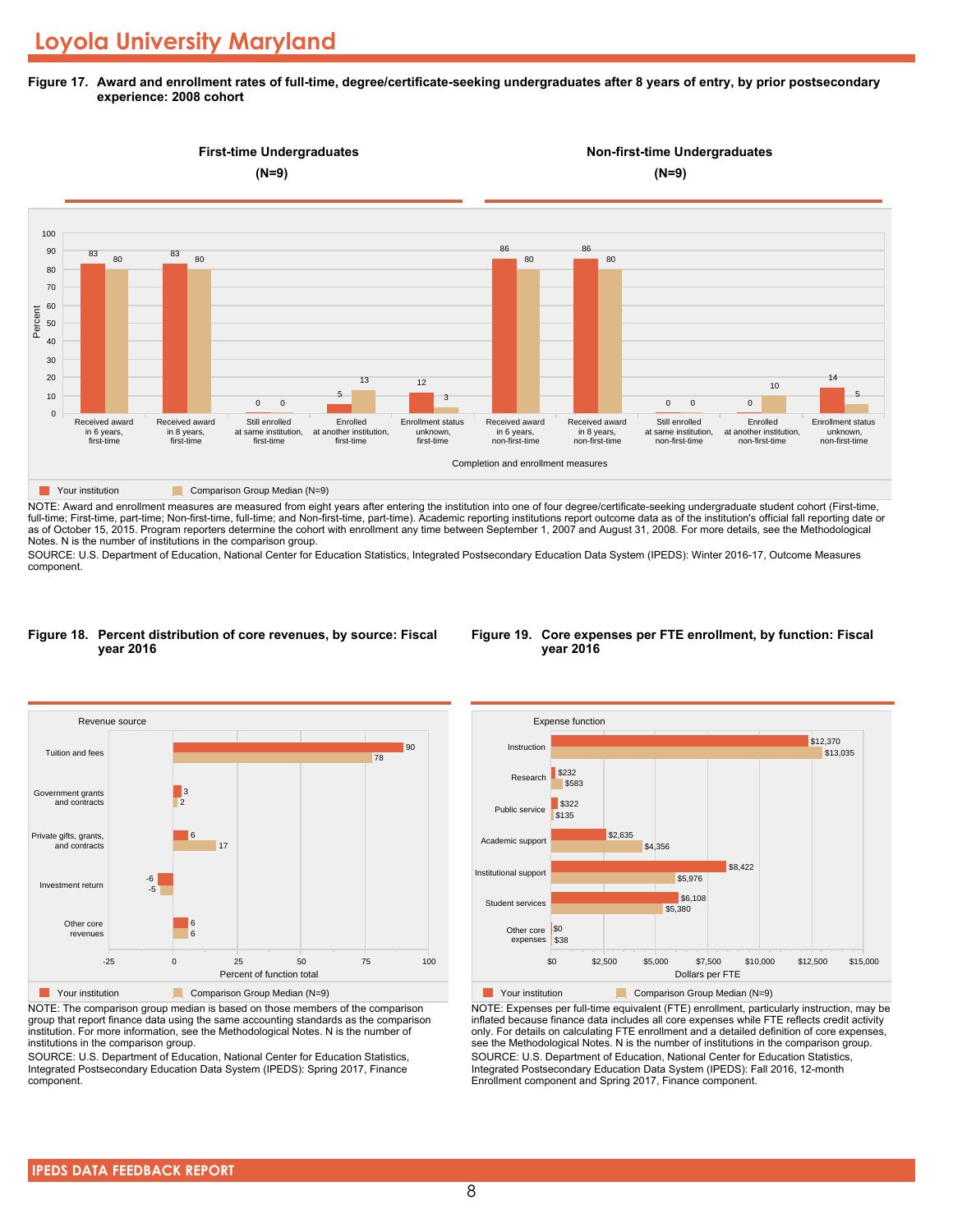# Loyola University Maryland

**Figure 17. Award and enrollment rates of full-time, degree/certificate-seeking undergraduates after 8 years of entry, by prior postsecondary experience: 2008 cohort**

First-time Undergraduates

(N=9)

Non-first-time Undergraduates

(N=9)

100
90
80
70
60
50
40
30
20
10
0

Percent

83 80
83 80
0 0
5 13
12 3
86 80
86 80
0 0
0 10
14 5

Received award in 6 years, first-time
Received award in 8 years, first-time
Still enrolled at same institution, first-time
Enrolled at another institution, first-time
Enrollment status unknown, first-time
Received award in 6 years, non-first-time
Received award in 8 years, non-first-time
Still enrolled at same institution, non-first-time
Enrolled at another institution, non-first-time
Enrollment status unknown, non-first-time

Completion and enrollment measures

Your institution
Comparison Group Median (N=9)

NOTE: Award and enrollment measures are measured from eight years after entering the institution into one of four degree/certificate-seeking undergraduate student cohort (First-time, full-time; First-time, part-time; Non-first-time, full-time; and Non-first-time, part-time). Academic reporting institutions report outcome data as of the institution's official fall reporting date or as of October 15, 2015. Program reporters determine the cohort with enrollment any time between September 1, 2007 and August 31, 2008. For more details, see the Methodological Notes. N is the number of institutions in the comparison group.

SOURCE: U.S. Department of Education, National Center for Education Statistics, Integrated Postsecondary Education Data System (IPEDS): Winter 2016-17, Outcome Measures component.

**Figure 18. Percent distribution of core revenues, by source: Fiscal year 2016**

Revenue source

Tuition and fees 90 78
Government grants and contracts 3 2
Private gifts, grants, and contracts 6 17
Investment return -6 -5
Other core revenues 6 6

-25 0 25 50 75 100

Percent of function total

Your institution
Comparison Group Median (N=9)

NOTE: The comparison group median is based on those members of the comparison group that report finance data using the same accounting standards as the comparison institution. For more information, see the Methodological Notes. N is the number of institutions in the comparison group.

SOURCE: U.S. Department of Education, National Center for Education Statistics, Integrated Postsecondary Education Data System (IPEDS): Spring 2017, Finance component.

**Figure 19. Core expenses per FTE enrollment, by function: Fiscal year 2016**

Expense function

Instruction $12,370 $13,035
Research $232 $583
Public service $322 $135
Academic support $2,635 $4,356
Institutional support $8,422 $5,976
Student services $6,108 $5,380
Other core expenses $0 $38

$0 $2,500 $5,000 $7,500 $10,000 $12,500 $15,000

Dollars per FTE

Your institution
Comparison Group Median (N=9)

NOTE: Expenses per full-time equivalent (FTE) enrollment, particularly instruction, may be inflated because finance data includes all core expenses while FTE reflects credit activity only. For details on calculating FTE enrollment and a detailed definition of core expenses, see the Methodological Notes. N is the number of institutions in the comparison group.

SOURCE: U.S. Department of Education, National Center for Education Statistics, Integrated Postsecondary Education Data System (IPEDS): Fall 2016, 12-month Enrollment component and Spring 2017, Finance component.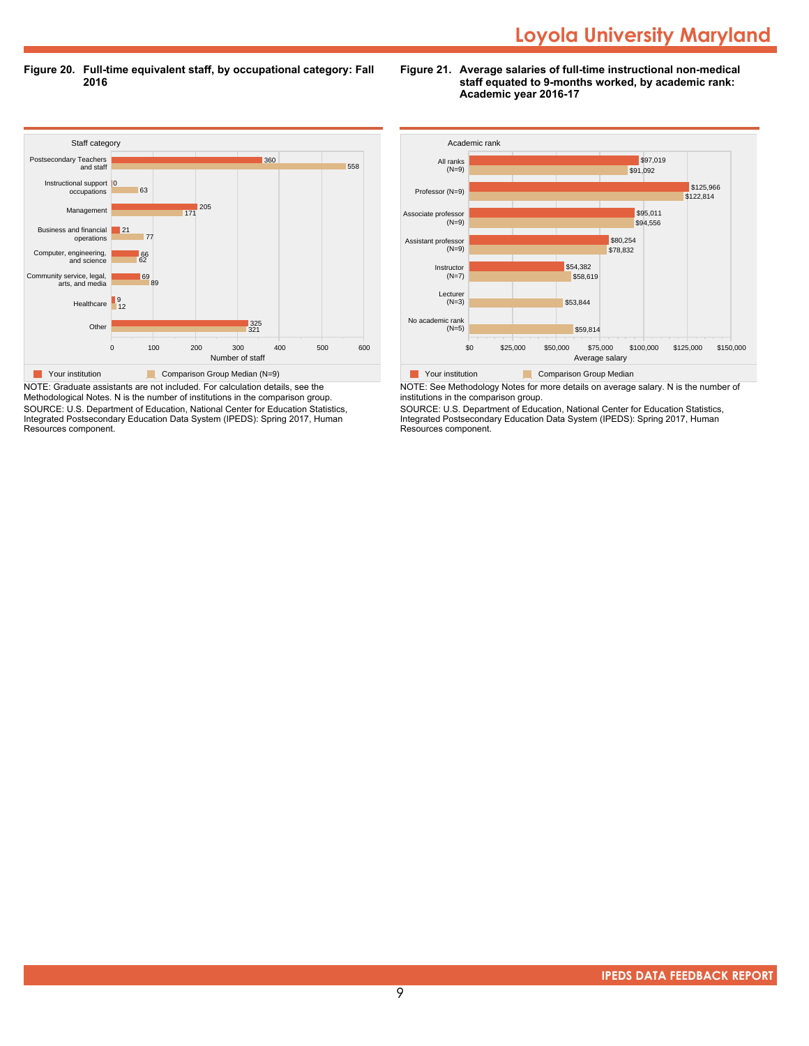**Figure 20. Full-time equivalent staff, by occupational category: Fall 2016**

Staff category

Postsecondary Teachers and staff
360
558

Instructional support occupations
0
63

Management
205
171

Business and financial operations
21
77

Computer, engineering, and science
66
62

Community service, legal, arts, and media
69
89

Healthcare
9
12

Other
325
321

0 100 200 300 400 500 600
Number of staff

Your institution    Comparison Group Median (N=9)

NOTE: Graduate assistants are not included. For calculation details, see the Methodological Notes. N is the number of institutions in the comparison group.
SOURCE: U.S. Department of Education, National Center for Education Statistics, Integrated Postsecondary Education Data System (IPEDS): Spring 2017, Human Resources component.

**Figure 21. Average salaries of full-time instructional non-medical staff equated to 9-months worked, by academic rank: Academic year 2016-17**

Academic rank

All ranks (N=9)
$97,019
$91,092

Professor (N=9)
$125,966
$122,814

Associate professor (N=9)
$95,011
$94,556

Assistant professor (N=9)
$80,254
$78,832

Instructor (N=7)
$54,382
$58,619

Lecturer (N=3)
$53,844

No academic rank (N=5)
$59,814

$0 $25,000 $50,000 $75,000 $100,000 $125,000 $150,000
Average salary

Your institution    Comparison Group Median

NOTE: See Methodology Notes for more details on average salary. N is the number of institutions in the comparison group.
SOURCE: U.S. Department of Education, National Center for Education Statistics, Integrated Postsecondary Education Data System (IPEDS): Spring 2017, Human Resources component.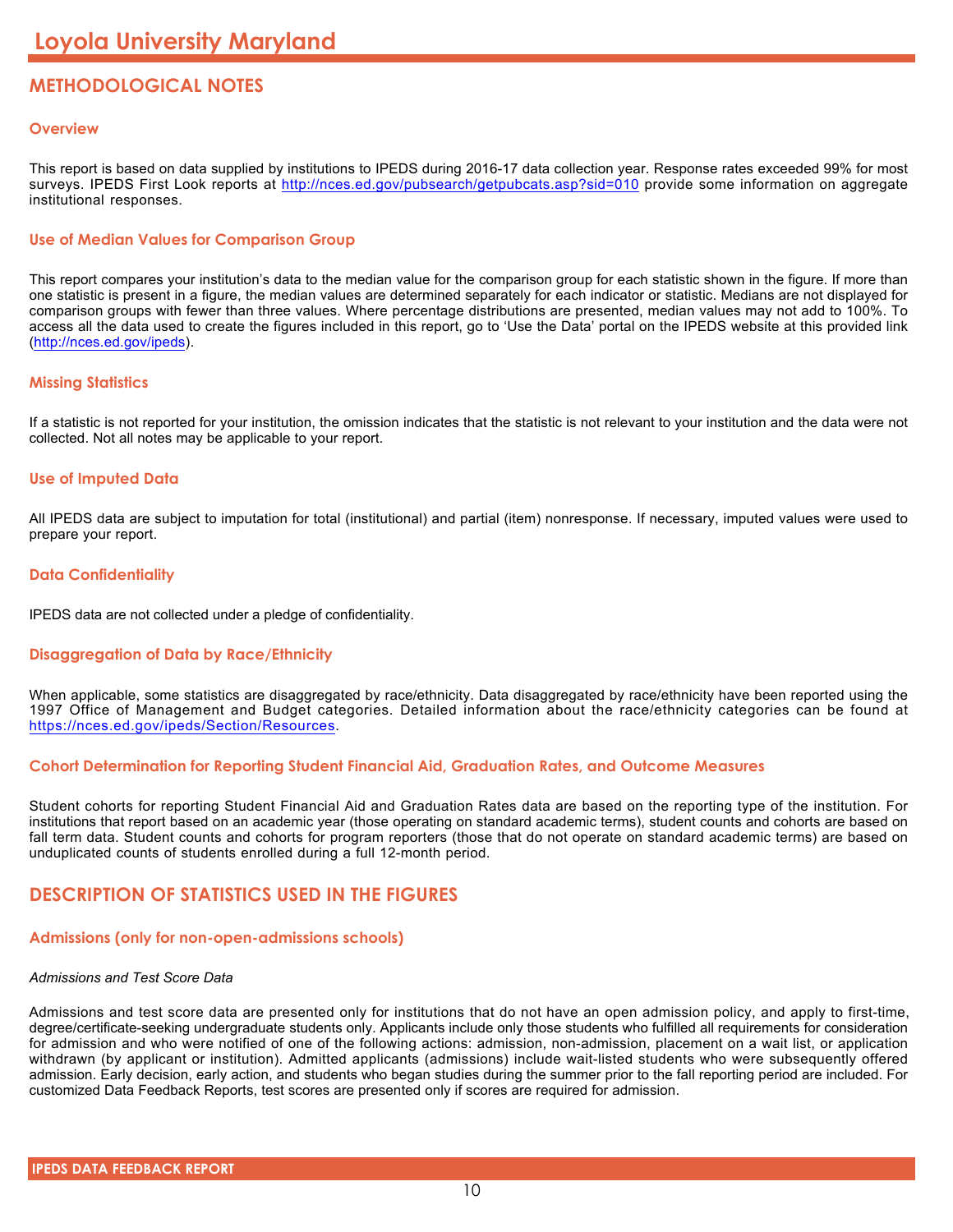# Loyola University Maryland

## METHODOLOGICAL NOTES

### Overview

This report is based on data supplied by institutions to IPEDS during 2016-17 data collection year. Response rates exceeded 99% for most surveys. IPEDS First Look reports at http://nces.ed.gov/pubsearch/getpubcats.asp?sid=010 provide some information on aggregate institutional responses.

### Use of Median Values for Comparison Group

This report compares your institution's data to the median value for the comparison group for each statistic shown in the figure. If more than one statistic is present in a figure, the median values are determined separately for each indicator or statistic. Medians are not displayed for comparison groups with fewer than three values. Where percentage distributions are presented, median values may not add to 100%. To access all the data used to create the figures included in this report, go to 'Use the Data' portal on the IPEDS website at this provided link (http://nces.ed.gov/ipeds).

### Missing Statistics

If a statistic is not reported for your institution, the omission indicates that the statistic is not relevant to your institution and the data were not collected. Not all notes may be applicable to your report.

### Use of Imputed Data

All IPEDS data are subject to imputation for total (institutional) and partial (item) nonresponse. If necessary, imputed values were used to prepare your report.

### Data Confidentiality

IPEDS data are not collected under a pledge of confidentiality.

### Disaggregation of Data by Race/Ethnicity

When applicable, some statistics are disaggregated by race/ethnicity. Data disaggregated by race/ethnicity have been reported using the 1997 Office of Management and Budget categories. Detailed information about the race/ethnicity categories can be found at https://nces.ed.gov/ipeds/Section/Resources.

### Cohort Determination for Reporting Student Financial Aid, Graduation Rates, and Outcome Measures

Student cohorts for reporting Student Financial Aid and Graduation Rates data are based on the reporting type of the institution. For institutions that report based on an academic year (those operating on standard academic terms), student counts and cohorts are based on fall term data. Student counts and cohorts for program reporters (those that do not operate on standard academic terms) are based on unduplicated counts of students enrolled during a full 12-month period.

## DESCRIPTION OF STATISTICS USED IN THE FIGURES

### Admissions (only for non-open-admissions schools)

*Admissions and Test Score Data*

Admissions and test score data are presented only for institutions that do not have an open admission policy, and apply to first-time, degree/certificate-seeking undergraduate students only. Applicants include only those students who fulfilled all requirements for consideration for admission and who were notified of one of the following actions: admission, non-admission, placement on a wait list, or application withdrawn (by applicant or institution). Admitted applicants (admissions) include wait-listed students who were subsequently offered admission. Early decision, early action, and students who began studies during the summer prior to the fall reporting period are included. For customized Data Feedback Reports, test scores are presented only if scores are required for admission.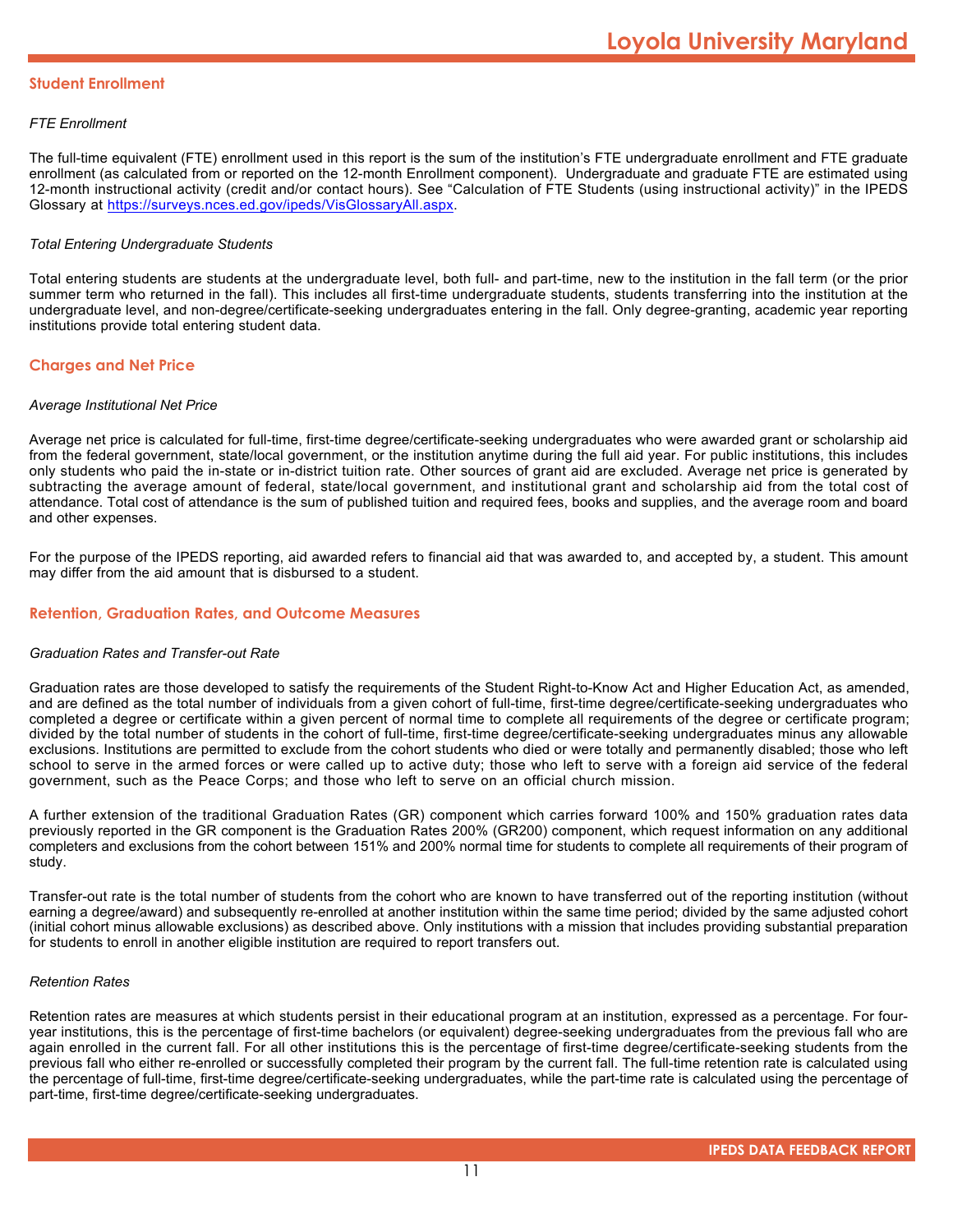## Student Enrollment

*FTE Enrollment*

The full-time equivalent (FTE) enrollment used in this report is the sum of the institution's FTE undergraduate enrollment and FTE graduate enrollment (as calculated from or reported on the 12-month Enrollment component). Undergraduate and graduate FTE are estimated using 12-month instructional activity (credit and/or contact hours). See "Calculation of FTE Students (using instructional activity)" in the IPEDS Glossary at https://surveys.nces.ed.gov/ipeds/VisGlossaryAll.aspx.

*Total Entering Undergraduate Students*

Total entering students are students at the undergraduate level, both full- and part-time, new to the institution in the fall term (or the prior summer term who returned in the fall). This includes all first-time undergraduate students, students transferring into the institution at the undergraduate level, and non-degree/certificate-seeking undergraduates entering in the fall. Only degree-granting, academic year reporting institutions provide total entering student data.

## Charges and Net Price

*Average Institutional Net Price*

Average net price is calculated for full-time, first-time degree/certificate-seeking undergraduates who were awarded grant or scholarship aid from the federal government, state/local government, or the institution anytime during the full aid year. For public institutions, this includes only students who paid the in-state or in-district tuition rate. Other sources of grant aid are excluded. Average net price is generated by subtracting the average amount of federal, state/local government, and institutional grant and scholarship aid from the total cost of attendance. Total cost of attendance is the sum of published tuition and required fees, books and supplies, and the average room and board and other expenses.

For the purpose of the IPEDS reporting, aid awarded refers to financial aid that was awarded to, and accepted by, a student. This amount may differ from the aid amount that is disbursed to a student.

## Retention, Graduation Rates, and Outcome Measures

*Graduation Rates and Transfer-out Rate*

Graduation rates are those developed to satisfy the requirements of the Student Right-to-Know Act and Higher Education Act, as amended, and are defined as the total number of individuals from a given cohort of full-time, first-time degree/certificate-seeking undergraduates who completed a degree or certificate within a given percent of normal time to complete all requirements of the degree or certificate program; divided by the total number of students in the cohort of full-time, first-time degree/certificate-seeking undergraduates minus any allowable exclusions. Institutions are permitted to exclude from the cohort students who died or were totally and permanently disabled; those who left school to serve in the armed forces or were called up to active duty; those who left to serve with a foreign aid service of the federal government, such as the Peace Corps; and those who left to serve on an official church mission.

A further extension of the traditional Graduation Rates (GR) component which carries forward 100% and 150% graduation rates data previously reported in the GR component is the Graduation Rates 200% (GR200) component, which request information on any additional completers and exclusions from the cohort between 151% and 200% normal time for students to complete all requirements of their program of study.

Transfer-out rate is the total number of students from the cohort who are known to have transferred out of the reporting institution (without earning a degree/award) and subsequently re-enrolled at another institution within the same time period; divided by the same adjusted cohort (initial cohort minus allowable exclusions) as described above. Only institutions with a mission that includes providing substantial preparation for students to enroll in another eligible institution are required to report transfers out.

*Retention Rates*

Retention rates are measures at which students persist in their educational program at an institution, expressed as a percentage. For four-year institutions, this is the percentage of first-time bachelors (or equivalent) degree-seeking undergraduates from the previous fall who are again enrolled in the current fall. For all other institutions this is the percentage of first-time degree/certificate-seeking students from the previous fall who either re-enrolled or successfully completed their program by the current fall. The full-time retention rate is calculated using the percentage of full-time, first-time degree/certificate-seeking undergraduates, while the part-time rate is calculated using the percentage of part-time, first-time degree/certificate-seeking undergraduates.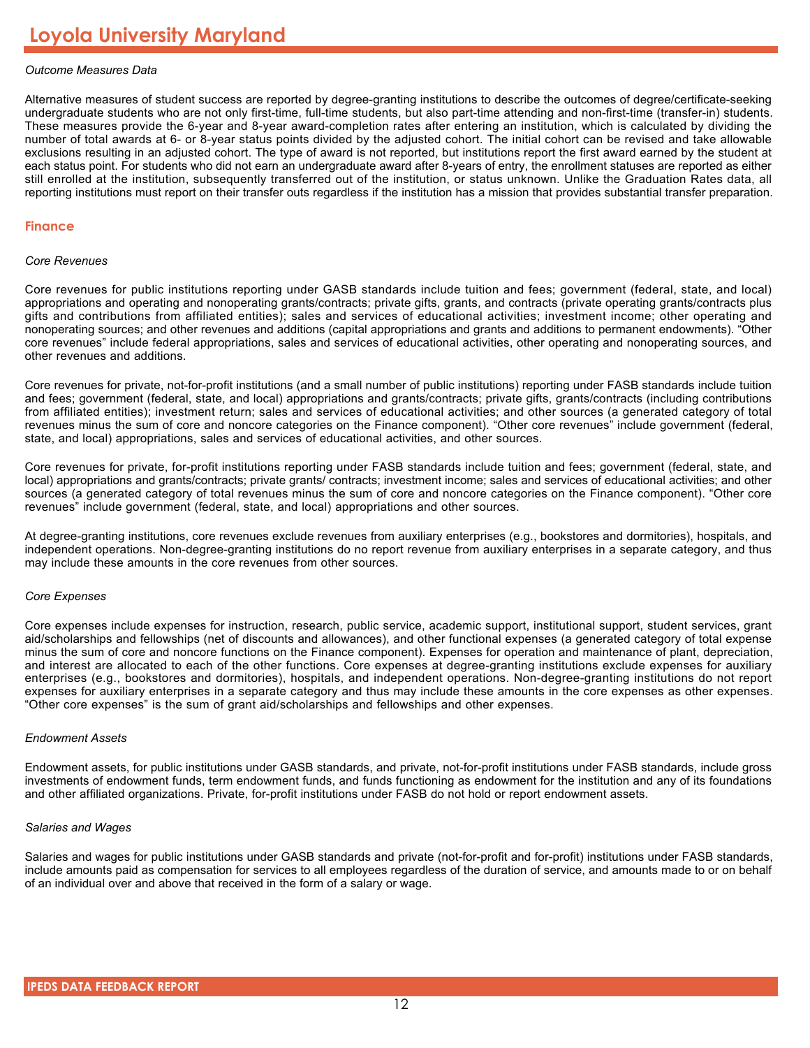*Outcome Measures Data*

Alternative measures of student success are reported by degree-granting institutions to describe the outcomes of degree/certificate-seeking undergraduate students who are not only first-time, full-time students, but also part-time attending and non-first-time (transfer-in) students. These measures provide the 6-year and 8-year award-completion rates after entering an institution, which is calculated by dividing the number of total awards at 6- or 8-year status points divided by the adjusted cohort. The initial cohort can be revised and take allowable exclusions resulting in an adjusted cohort. The type of award is not reported, but institutions report the first award earned by the student at each status point. For students who did not earn an undergraduate award after 8-years of entry, the enrollment statuses are reported as either still enrolled at the institution, subsequently transferred out of the institution, or status unknown. Unlike the Graduation Rates data, all reporting institutions must report on their transfer outs regardless if the institution has a mission that provides substantial transfer preparation.

## Finance

*Core Revenues*

Core revenues for public institutions reporting under GASB standards include tuition and fees; government (federal, state, and local) appropriations and operating and nonoperating grants/contracts; private gifts, grants, and contracts (private operating grants/contracts plus gifts and contributions from affiliated entities); sales and services of educational activities; investment income; other operating and nonoperating sources; and other revenues and additions (capital appropriations and grants and additions to permanent endowments). "Other core revenues" include federal appropriations, sales and services of educational activities, other operating and nonoperating sources, and other revenues and additions.

Core revenues for private, not-for-profit institutions (and a small number of public institutions) reporting under FASB standards include tuition and fees; government (federal, state, and local) appropriations and grants/contracts; private gifts, grants/contracts (including contributions from affiliated entities); investment return; sales and services of educational activities; and other sources (a generated category of total revenues minus the sum of core and noncore categories on the Finance component). "Other core revenues" include government (federal, state, and local) appropriations, sales and services of educational activities, and other sources.

Core revenues for private, for-profit institutions reporting under FASB standards include tuition and fees; government (federal, state, and local) appropriations and grants/contracts; private grants/ contracts; investment income; sales and services of educational activities; and other sources (a generated category of total revenues minus the sum of core and noncore categories on the Finance component). "Other core revenues" include government (federal, state, and local) appropriations and other sources.

At degree-granting institutions, core revenues exclude revenues from auxiliary enterprises (e.g., bookstores and dormitories), hospitals, and independent operations. Non-degree-granting institutions do no report revenue from auxiliary enterprises in a separate category, and thus may include these amounts in the core revenues from other sources.

*Core Expenses*

Core expenses include expenses for instruction, research, public service, academic support, institutional support, student services, grant aid/scholarships and fellowships (net of discounts and allowances), and other functional expenses (a generated category of total expense minus the sum of core and noncore functions on the Finance component). Expenses for operation and maintenance of plant, depreciation, and interest are allocated to each of the other functions. Core expenses at degree-granting institutions exclude expenses for auxiliary enterprises (e.g., bookstores and dormitories), hospitals, and independent operations. Non-degree-granting institutions do not report expenses for auxiliary enterprises in a separate category and thus may include these amounts in the core expenses as other expenses. "Other core expenses" is the sum of grant aid/scholarships and fellowships and other expenses.

*Endowment Assets*

Endowment assets, for public institutions under GASB standards, and private, not-for-profit institutions under FASB standards, include gross investments of endowment funds, term endowment funds, and funds functioning as endowment for the institution and any of its foundations and other affiliated organizations. Private, for-profit institutions under FASB do not hold or report endowment assets.

*Salaries and Wages*

Salaries and wages for public institutions under GASB standards and private (not-for-profit and for-profit) institutions under FASB standards, include amounts paid as compensation for services to all employees regardless of the duration of service, and amounts made to or on behalf of an individual over and above that received in the form of a salary or wage.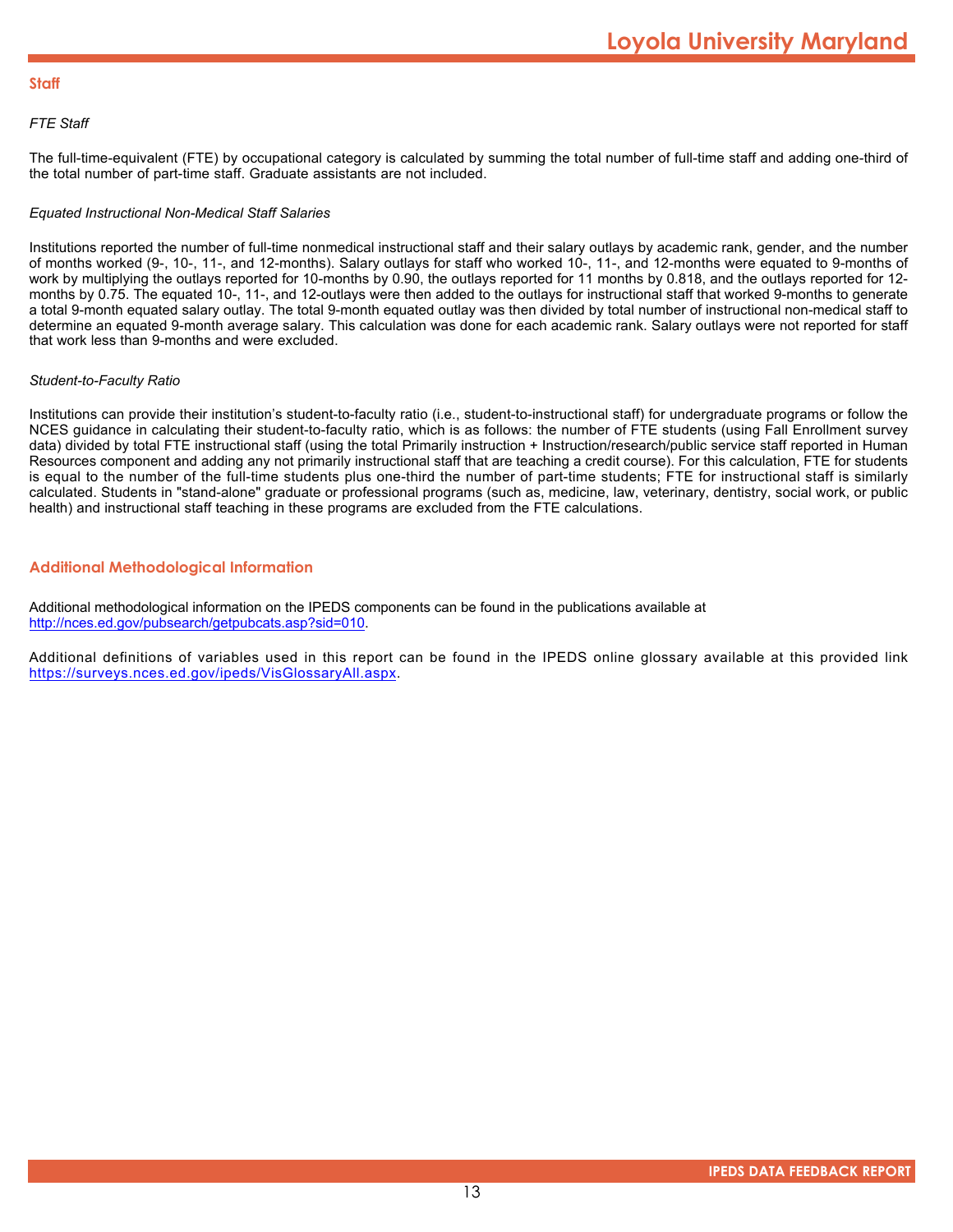## Staff

*FTE Staff*

The full-time-equivalent (FTE) by occupational category is calculated by summing the total number of full-time staff and adding one-third of the total number of part-time staff. Graduate assistants are not included.

*Equated Instructional Non-Medical Staff Salaries*

Institutions reported the number of full-time nonmedical instructional staff and their salary outlays by academic rank, gender, and the number of months worked (9-, 10-, 11-, and 12-months). Salary outlays for staff who worked 10-, 11-, and 12-months were equated to 9-months of work by multiplying the outlays reported for 10-months by 0.90, the outlays reported for 11 months by 0.818, and the outlays reported for 12-months by 0.75. The equated 10-, 11-, and 12-outlays were then added to the outlays for instructional staff that worked 9-months to generate a total 9-month equated salary outlay. The total 9-month equated outlay was then divided by total number of instructional non-medical staff to determine an equated 9-month average salary. This calculation was done for each academic rank. Salary outlays were not reported for staff that work less than 9-months and were excluded.

*Student-to-Faculty Ratio*

Institutions can provide their institution's student-to-faculty ratio (i.e., student-to-instructional staff) for undergraduate programs or follow the NCES guidance in calculating their student-to-faculty ratio, which is as follows: the number of FTE students (using Fall Enrollment survey data) divided by total FTE instructional staff (using the total Primarily instruction + Instruction/research/public service staff reported in Human Resources component and adding any not primarily instructional staff that are teaching a credit course). For this calculation, FTE for students is equal to the number of the full-time students plus one-third the number of part-time students; FTE for instructional staff is similarly calculated. Students in "stand-alone" graduate or professional programs (such as, medicine, law, veterinary, dentistry, social work, or public health) and instructional staff teaching in these programs are excluded from the FTE calculations.

## Additional Methodological Information

Additional methodological information on the IPEDS components can be found in the publications available at http://nces.ed.gov/pubsearch/getpubcats.asp?sid=010.

Additional definitions of variables used in this report can be found in the IPEDS online glossary available at this provided link https://surveys.nces.ed.gov/ipeds/VisGlossaryAll.aspx.